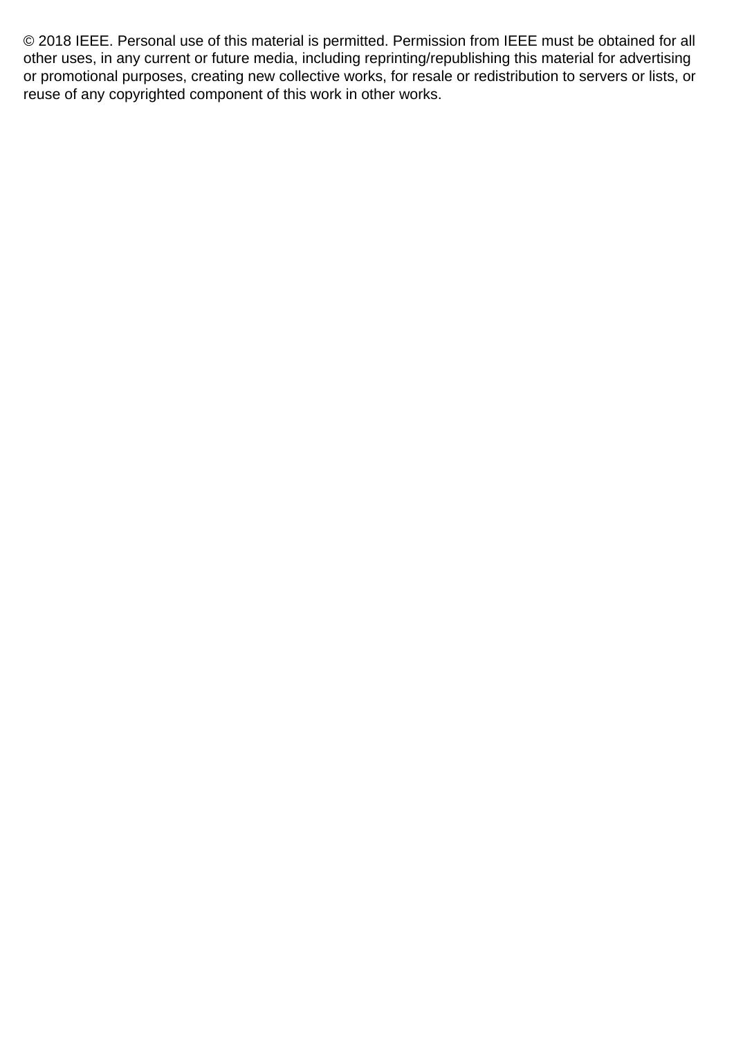© 2018 IEEE. Personal use of this material is permitted. Permission from IEEE must be obtained for all other uses, in any current or future media, including reprinting/republishing this material for advertising or promotional purposes, creating new collective works, for resale or redistribution to servers or lists, or reuse of any copyrighted component of this work in other works.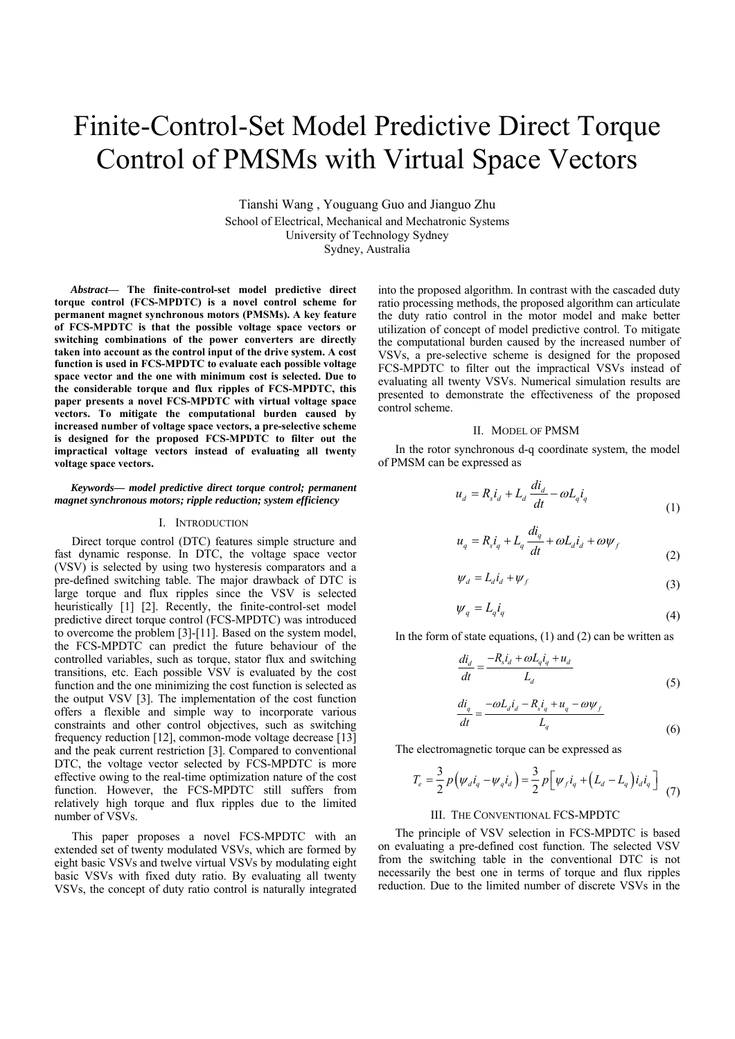# Finite-Control-Set Model Predictive Direct Torque Control of PMSMs with Virtual Space Vectors

Tianshi Wang , Youguang Guo and Jianguo Zhu

School of Electrical, Mechanical and Mechatronic Systems
University of Technology Sydney
Sydney, Australia

***Abstract*— The finite-control-set model predictive direct torque control (FCS-MPDTC) is a novel control scheme for permanent magnet synchronous motors (PMSMs). A key feature of FCS-MPDTC is that the possible voltage space vectors or switching combinations of the power converters are directly taken into account as the control input of the drive system. A cost function is used in FCS-MPDTC to evaluate each possible voltage space vector and the one with minimum cost is selected. Due to the considerable torque and flux ripples of FCS-MPDTC, this paper presents a novel FCS-MPDTC with virtual voltage space vectors. To mitigate the computational burden caused by increased number of voltage space vectors, a pre-selective scheme is designed for the proposed FCS-MPDTC to filter out the impractical voltage vectors instead of evaluating all twenty voltage space vectors.**

***Keywords*— *model predictive direct torque control; permanent magnet synchronous motors; ripple reduction; system efficiency***

## I. Introduction

Direct torque control (DTC) features simple structure and fast dynamic response. In DTC, the voltage space vector (VSV) is selected by using two hysteresis comparators and a pre-defined switching table. The major drawback of DTC is large torque and flux ripples since the VSV is selected heuristically [1] [2]. Recently, the finite-control-set model predictive direct torque control (FCS-MPDTC) was introduced to overcome the problem [3]-[11]. Based on the system model, the FCS-MPDTC can predict the future behaviour of the controlled variables, such as torque, stator flux and switching transitions, etc. Each possible VSV is evaluated by the cost function and the one minimizing the cost function is selected as the output VSV [3]. The implementation of the cost function offers a flexible and simple way to incorporate various constraints and other control objectives, such as switching frequency reduction [12], common-mode voltage decrease [13] and the peak current restriction [3]. Compared to conventional DTC, the voltage vector selected by FCS-MPDTC is more effective owing to the real-time optimization nature of the cost function. However, the FCS-MPDTC still suffers from relatively high torque and flux ripples due to the limited number of VSVs.

This paper proposes a novel FCS-MPDTC with an extended set of twenty modulated VSVs, which are formed by eight basic VSVs and twelve virtual VSVs by modulating eight basic VSVs with fixed duty ratio. By evaluating all twenty VSVs, the concept of duty ratio control is naturally integrated into the proposed algorithm. In contrast with the cascaded duty ratio processing methods, the proposed algorithm can articulate the duty ratio control in the motor model and make better utilization of concept of model predictive control. To mitigate the computational burden caused by the increased number of VSVs, a pre-selective scheme is designed for the proposed FCS-MPDTC to filter out the impractical VSVs instead of evaluating all twenty VSVs. Numerical simulation results are presented to demonstrate the effectiveness of the proposed control scheme.

## II. Model of PMSM

In the rotor synchronous d-q coordinate system, the model of PMSM can be expressed as

$$u_d = R_s i_d + L_d \frac{di_d}{dt} - \omega L_q i_q \tag{1}$$

$$u_q = R_s i_q + L_q \frac{di_q}{dt} + \omega L_d i_d + \omega \psi_f \tag{2}$$

$$\psi_d = L_d i_d + \psi_f \tag{3}$$

$$\psi_q = L_q i_q \tag{4}$$

In the form of state equations, (1) and (2) can be written as

$$\frac{di_d}{dt} = \frac{-R_s i_d + \omega L_q i_q + u_d}{L_d} \tag{5}$$

$$\frac{di_q}{dt} = \frac{-\omega L_d i_d - R_s i_q + u_q - \omega \psi_f}{L_q} \tag{6}$$

The electromagnetic torque can be expressed as

$$T_e = \frac{3}{2} p \left( \psi_d i_q - \psi_q i_d \right) = \frac{3}{2} p \left[ \psi_f i_q + \left( L_d - L_q \right) i_d i_q \right] \tag{7}$$

## III. The Conventional FCS-MPDTC

The principle of VSV selection in FCS-MPDTC is based on evaluating a pre-defined cost function. The selected VSV from the switching table in the conventional DTC is not necessarily the best one in terms of torque and flux ripples reduction. Due to the limited number of discrete VSVs in the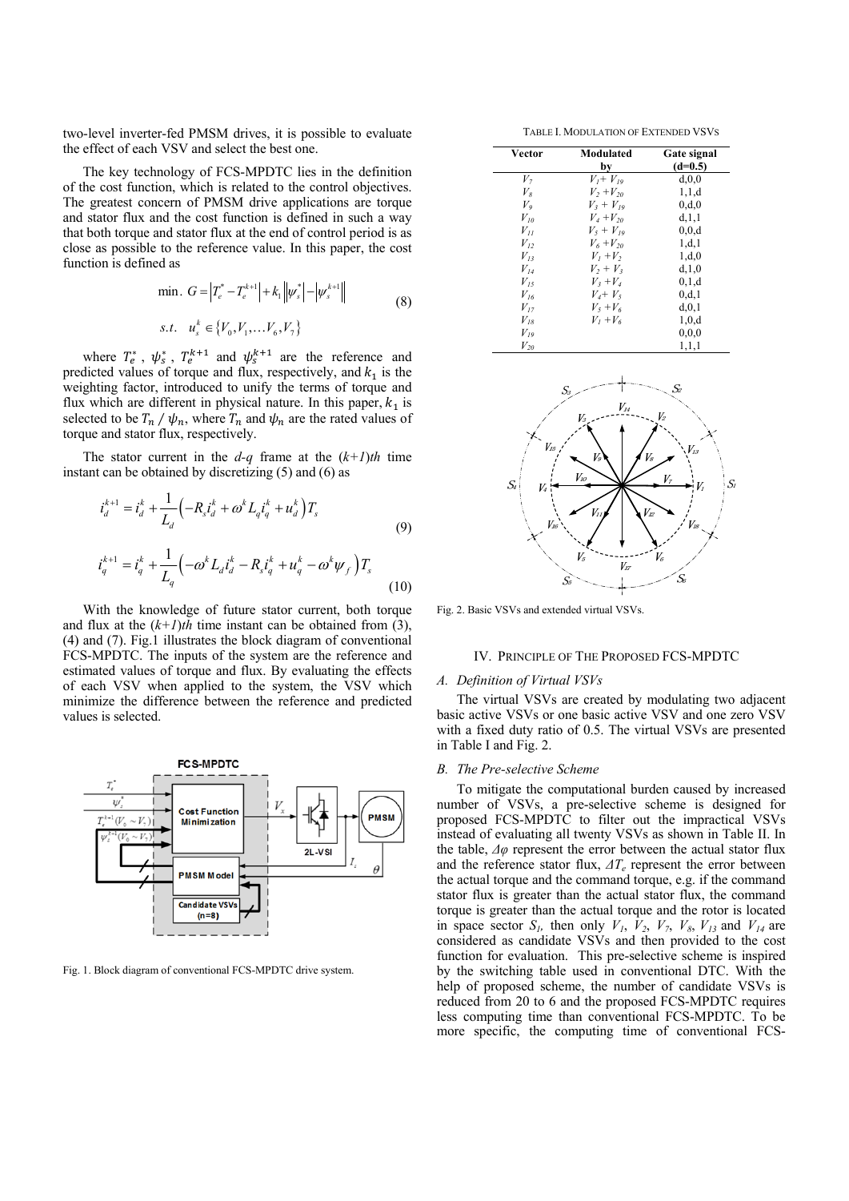two-level inverter-fed PMSM drives, it is possible to evaluate the effect of each VSV and select the best one.

The key technology of FCS-MPDTC lies in the definition of the cost function, which is related to the control objectives. The greatest concern of PMSM drive applications are torque and stator flux and the cost function is defined in such a way that both torque and stator flux at the end of control period is as close as possible to the reference value. In this paper, the cost function is defined as

$$\min.\ G = \left|T_e^* - T_e^{k+1}\right| + k_1 \left\| \psi_s^* \right| - \left| \psi_s^{k+1} \right\| \tag{8}$$

$$s.t.\quad u_s^k \in \{V_0, V_1, \ldots V_6, V_7\}$$

where $T_e^*$, $\psi_s^*$, $T_e^{k+1}$ and $\psi_s^{k+1}$ are the reference and predicted values of torque and flux, respectively, and $k_1$ is the weighting factor, introduced to unify the terms of torque and flux which are different in physical nature. In this paper, $k_1$ is selected to be $T_n / \psi_n$, where $T_n$ and $\psi_n$ are the rated values of torque and stator flux, respectively.

The stator current in the *d-q* frame at the *(k+1)th* time instant can be obtained by discretizing (5) and (6) as

$$i_d^{k+1} = i_d^k + \frac{1}{L_d}\left(-R_s i_d^k + \omega^k L_q i_q^k + u_d^k\right) T_s \tag{9}$$

$$i_q^{k+1} = i_q^k + \frac{1}{L_q}\left(-\omega^k L_d i_d^k - R_s i_q^k + u_q^k - \omega^k \psi_f\right) T_s \tag{10}$$

With the knowledge of future stator current, both torque and flux at the *(k+1)th* time instant can be obtained from (3), (4) and (7). Fig.1 illustrates the block diagram of conventional FCS-MPDTC. The inputs of the system are the reference and estimated values of torque and flux. By evaluating the effects of each VSV when applied to the system, the VSV which minimize the difference between the reference and predicted values is selected.

Fig. 1. Block diagram of conventional FCS-MPDTC drive system.

TABLE I. MODULATION OF EXTENDED VSVS

| Vector | Modulated by | Gate signal (d=0.5) |
|---|---|---|
| $V_7$ | $V_1 + V_{19}$ | d,0,0 |
| $V_8$ | $V_2 + V_{20}$ | 1,1,d |
| $V_9$ | $V_3 + V_{19}$ | 0,d,0 |
| $V_{10}$ | $V_4 + V_{20}$ | d,1,1 |
| $V_{11}$ | $V_5 + V_{19}$ | 0,0,d |
| $V_{12}$ | $V_6 + V_{20}$ | 1,d,1 |
| $V_{13}$ | $V_1 + V_2$ | 1,d,0 |
| $V_{14}$ | $V_2 + V_3$ | d,1,0 |
| $V_{15}$ | $V_3 + V_4$ | 0,1,d |
| $V_{16}$ | $V_4 + V_5$ | 0,d,1 |
| $V_{17}$ | $V_5 + V_6$ | d,0,1 |
| $V_{18}$ | $V_1 + V_6$ | 1,0,d |
| $V_{19}$ | | 0,0,0 |
| $V_{20}$ | | 1,1,1 |

Fig. 2. Basic VSVs and extended virtual VSVs.

## IV. PRINCIPLE OF THE PROPOSED FCS-MPDTC

### *A. Definition of Virtual VSVs*

The virtual VSVs are created by modulating two adjacent basic active VSVs or one basic active VSV and one zero VSV with a fixed duty ratio of 0.5. The virtual VSVs are presented in Table I and Fig. 2.

### *B. The Pre-selective Scheme*

To mitigate the computational burden caused by increased number of VSVs, a pre-selective scheme is designed for proposed FCS-MPDTC to filter out the impractical VSVs instead of evaluating all twenty VSVs as shown in Table II. In the table, $\Delta\varphi$ represent the error between the actual stator flux and the reference stator flux, $\Delta T_e$ represent the error between the actual torque and the command torque, e.g. if the command stator flux is greater than the actual stator flux, the command torque is greater than the actual torque and the rotor is located in space sector $S_1$, then only $V_1$, $V_2$, $V_7$, $V_8$, $V_{13}$ and $V_{14}$ are considered as candidate VSVs and then provided to the cost function for evaluation. This pre-selective scheme is inspired by the switching table used in conventional DTC. With the help of proposed scheme, the number of candidate VSVs is reduced from 20 to 6 and the proposed FCS-MPDTC requires less computing time than conventional FCS-MPDTC. To be more specific, the computing time of conventional FCS-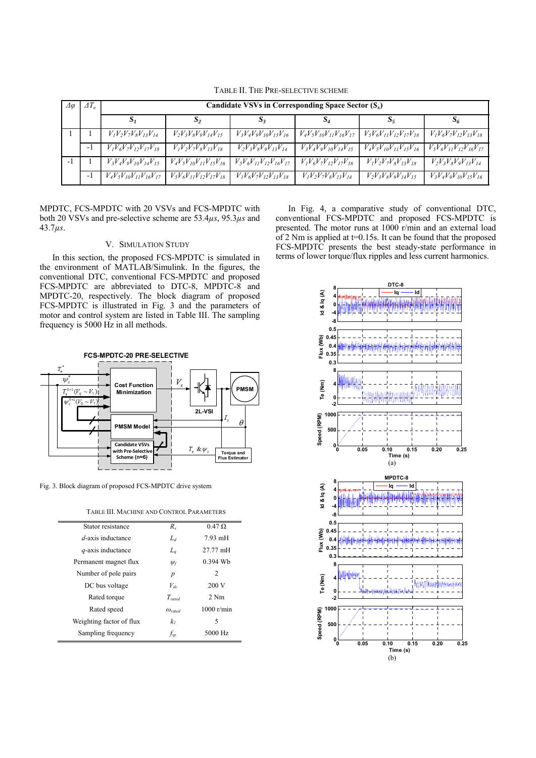TABLE II. THE PRE-SELECTIVE SCHEME

| $\Delta\varphi$ | $\Delta T_e$ | Candidate VSVs in Corresponding Space Sector ($S_x$) | | | | | |
|---|---|---|---|---|---|---|---|
| | | $S_1$ | $S_2$ | $S_3$ | $S_4$ | $S_5$ | $S_6$ |
| 1 | 1 | $V_1V_2V_7V_8V_{13}V_{14}$ | $V_2V_3V_8V_9V_{14}V_{15}$ | $V_3V_4V_9V_{10}V_{15}V_{16}$ | $V_4V_5V_{10}V_{11}V_{16}V_{17}$ | $V_5V_6V_{11}V_{12}V_{17}V_{18}$ | $V_1V_6V_7V_{12}V_{13}V_{18}$ |
| | -1 | $V_1V_6V_7V_{12}V_{17}V_{18}$ | $V_1V_2V_7V_8V_{13}V_{18}$ | $V_2V_3V_8V_9V_{13}V_{14}$ | $V_3V_4V_9V_{10}V_{14}V_{15}$ | $V_4V_5V_{10}V_{11}V_{15}V_{16}$ | $V_5V_6V_{11}V_{12}V_{16}V_{17}$ |
| -1 | 1 | $V_3V_4V_9V_{10}V_{14}V_{15}$ | $V_4V_5V_{10}V_{11}V_{15}V_{16}$ | $V_5V_6V_{11}V_{12}V_{16}V_{17}$ | $V_1V_6V_7V_{12}V_{17}V_{18}$ | $V_1V_2V_7V_8V_{13}V_{18}$ | $V_2V_3V_8V_9V_{13}V_{14}$ |
| | -1 | $V_4V_5V_{10}V_{11}V_{16}V_{17}$ | $V_5V_6V_{11}V_{12}V_{17}V_{18}$ | $V_1V_6V_7V_{12}V_{13}V_{18}$ | $V_1V_2V_7V_8V_{13}V_{14}$ | $V_2V_3V_8V_9V_{14}V_{15}$ | $V_3V_4V_9V_{10}V_{15}V_{16}$ |

MPDTC, FCS-MPDTC with 20 VSVs and FCS-MPDTC with both 20 VSVs and pre-selective scheme are 53.4$\mu s$, 95.3$\mu s$ and 43.7$\mu s$.

## V. SIMULATION STUDY

In this section, the proposed FCS-MPDTC is simulated in the environment of MATLAB/Simulink. In the figures, the conventional DTC, conventional FCS-MPDTC and proposed FCS-MPDTC are abbreviated to DTC-8, MPDTC-8 and MPDTC-20, respectively. The block diagram of proposed FCS-MPDTC is illustrated in Fig. 3 and the parameters of motor and control system are listed in Table III. The sampling frequency is 5000 Hz in all methods.

Fig. 3. Block diagram of proposed FCS-MPDTC drive system

TABLE III. MACHINE AND CONTROL PARAMETERS

| | | |
|---|---|---|
| Stator resistance | $R_s$ | 0.47 Ω |
| $d$-axis inductance | $L_d$ | 7.93 mH |
| $q$-axis inductance | $L_q$ | 27.77 mH |
| Permanent magnet flux | $\psi_f$ | 0.394 Wb |
| Number of pole pairs | $p$ | 2 |
| DC bus voltage | $V_{dc}$ | 200 V |
| Rated torque | $T_{rated}$ | 2 Nm |
| Rated speed | $\omega_{rated}$ | 1000 r/min |
| Weighting factor of flux | $k_l$ | 5 |
| Sampling frequency | $f_{sp}$ | 5000 Hz |

In Fig. 4, a comparative study of conventional DTC, conventional FCS-MPDTC and proposed FCS-MPDTC is presented. The motor runs at 1000 r/min and an external load of 2 Nm is applied at t=0.15s. It can be found that the proposed FCS-MPDTC presents the best steady-state performance in terms of lower torque/flux ripples and less current harmonics.

(a)

(b)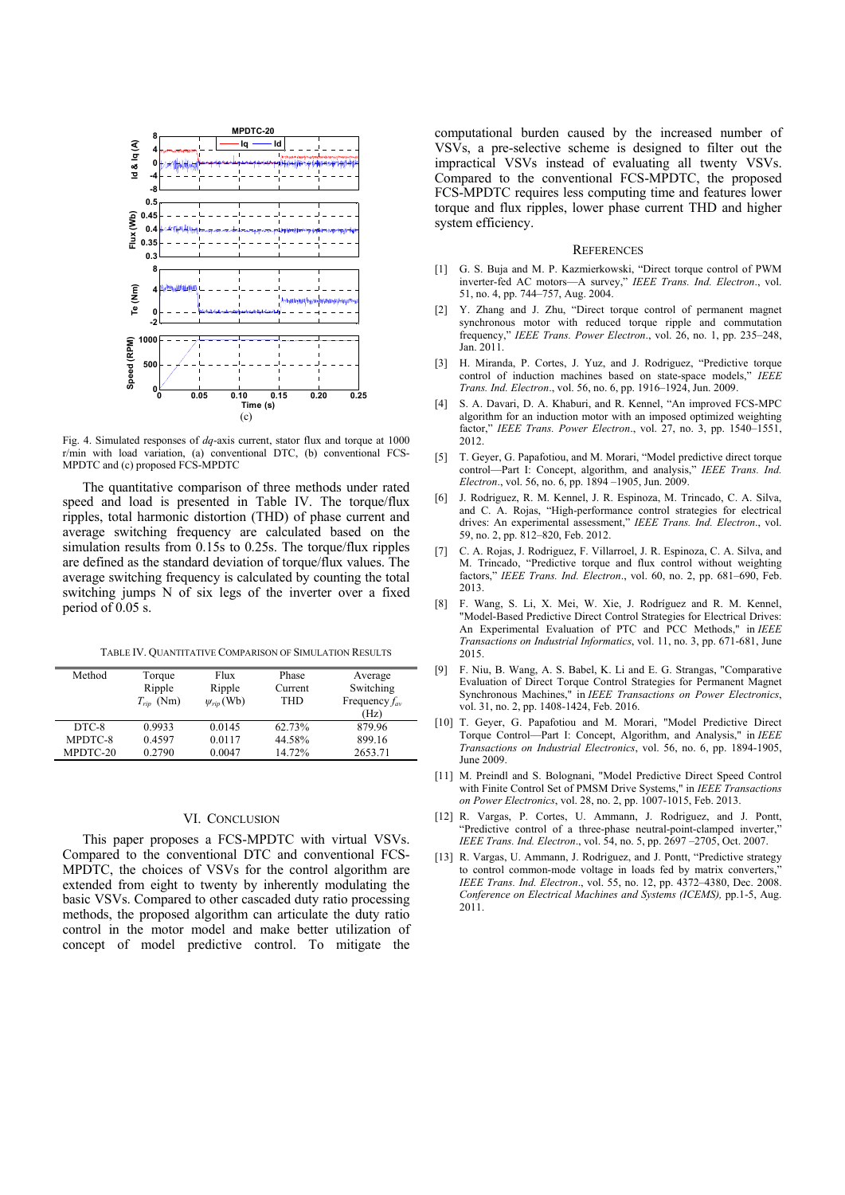MPDTC-20

Id & Iq (A)

8
4
0
-4
-8

Iq  Id

Flux (Wb)

0.5
0.45
0.4
0.35
0.3

Te (Nm)

8
4
0
-2

Speed (RPM)

1000
500
0

0  0.05  0.10  0.15  0.20  0.25

Time (s)

(c)

Fig. 4. Simulated responses of *dq*-axis current, stator flux and torque at 1000 r/min with load variation, (a) conventional DTC, (b) conventional FCS-MPDTC and (c) proposed FCS-MPDTC

The quantitative comparison of three methods under rated speed and load is presented in Table IV. The torque/flux ripples, total harmonic distortion (THD) of phase current and average switching frequency are calculated based on the simulation results from 0.15s to 0.25s. The torque/flux ripples are defined as the standard deviation of torque/flux values. The average switching frequency is calculated by counting the total switching jumps N of six legs of the inverter over a fixed period of 0.05 s.

TABLE IV. QUANTITATIVE COMPARISON OF SIMULATION RESULTS

| Method | Torque Ripple $T_{rip}$ (Nm) | Flux Ripple $\psi_{rip}$ (Wb) | Phase Current THD | Average Switching Frequency $f_{av}$ (Hz) |
|---|---|---|---|---|
| DTC-8 | 0.9933 | 0.0145 | 62.73% | 879.96 |
| MPDTC-8 | 0.4597 | 0.0117 | 44.58% | 899.16 |
| MPDTC-20 | 0.2790 | 0.0047 | 14.72% | 2653.71 |

## VI. CONCLUSION

This paper proposes a FCS-MPDTC with virtual VSVs. Compared to the conventional DTC and conventional FCS-MPDTC, the choices of VSVs for the control algorithm are extended from eight to twenty by inherently modulating the basic VSVs. Compared to other cascaded duty ratio processing methods, the proposed algorithm can articulate the duty ratio control in the motor model and make better utilization of concept of model predictive control. To mitigate the computational burden caused by the increased number of VSVs, a pre-selective scheme is designed to filter out the impractical VSVs instead of evaluating all twenty VSVs. Compared to the conventional FCS-MPDTC, the proposed FCS-MPDTC requires less computing time and features lower torque and flux ripples, lower phase current THD and higher system efficiency.

## REFERENCES

[1] G. S. Buja and M. P. Kazmierkowski, "Direct torque control of PWM inverter-fed AC motors—A survey," *IEEE Trans. Ind. Electron*., vol. 51, no. 4, pp. 744–757, Aug. 2004.

[2] Y. Zhang and J. Zhu, "Direct torque control of permanent magnet synchronous motor with reduced torque ripple and commutation frequency," *IEEE Trans. Power Electron*., vol. 26, no. 1, pp. 235–248, Jan. 2011.

[3] H. Miranda, P. Cortes, J. Yuz, and J. Rodriguez, "Predictive torque control of induction machines based on state-space models," *IEEE Trans. Ind. Electron*., vol. 56, no. 6, pp. 1916–1924, Jun. 2009.

[4] S. A. Davari, D. A. Khaburi, and R. Kennel, "An improved FCS-MPC algorithm for an induction motor with an imposed optimized weighting factor," *IEEE Trans. Power Electron*., vol. 27, no. 3, pp. 1540–1551, 2012.

[5] T. Geyer, G. Papafotiou, and M. Morari, "Model predictive direct torque control—Part I: Concept, algorithm, and analysis," *IEEE Trans. Ind. Electron*., vol. 56, no. 6, pp. 1894 –1905, Jun. 2009.

[6] J. Rodriguez, R. M. Kennel, J. R. Espinoza, M. Trincado, C. A. Silva, and C. A. Rojas, "High-performance control strategies for electrical drives: An experimental assessment," *IEEE Trans. Ind. Electron*., vol. 59, no. 2, pp. 812–820, Feb. 2012.

[7] C. A. Rojas, J. Rodriguez, F. Villarroel, J. R. Espinoza, C. A. Silva, and M. Trincado, "Predictive torque and flux control without weighting factors," *IEEE Trans. Ind. Electron*., vol. 60, no. 2, pp. 681–690, Feb. 2013.

[8] F. Wang, S. Li, X. Mei, W. Xie, J. Rodríguez and R. M. Kennel, "Model-Based Predictive Direct Control Strategies for Electrical Drives: An Experimental Evaluation of PTC and PCC Methods," in *IEEE Transactions on Industrial Informatics*, vol. 11, no. 3, pp. 671-681, June 2015.

[9] F. Niu, B. Wang, A. S. Babel, K. Li and E. G. Strangas, "Comparative Evaluation of Direct Torque Control Strategies for Permanent Magnet Synchronous Machines," in *IEEE Transactions on Power Electronics*, vol. 31, no. 2, pp. 1408-1424, Feb. 2016.

[10] T. Geyer, G. Papafotiou and M. Morari, "Model Predictive Direct Torque Control—Part I: Concept, Algorithm, and Analysis," in *IEEE Transactions on Industrial Electronics*, vol. 56, no. 6, pp. 1894-1905, June 2009.

[11] M. Preindl and S. Bolognani, "Model Predictive Direct Speed Control with Finite Control Set of PMSM Drive Systems," in *IEEE Transactions on Power Electronics*, vol. 28, no. 2, pp. 1007-1015, Feb. 2013.

[12] R. Vargas, P. Cortes, U. Ammann, J. Rodriguez, and J. Pontt, "Predictive control of a three-phase neutral-point-clamped inverter," *IEEE Trans. Ind. Electron*., vol. 54, no. 5, pp. 2697 –2705, Oct. 2007.

[13] R. Vargas, U. Ammann, J. Rodriguez, and J. Pontt, "Predictive strategy to control common-mode voltage in loads fed by matrix converters," *IEEE Trans. Ind. Electron*., vol. 55, no. 12, pp. 4372–4380, Dec. 2008. *Conference on Electrical Machines and Systems (ICEMS),* pp.1-5, Aug. 2011.